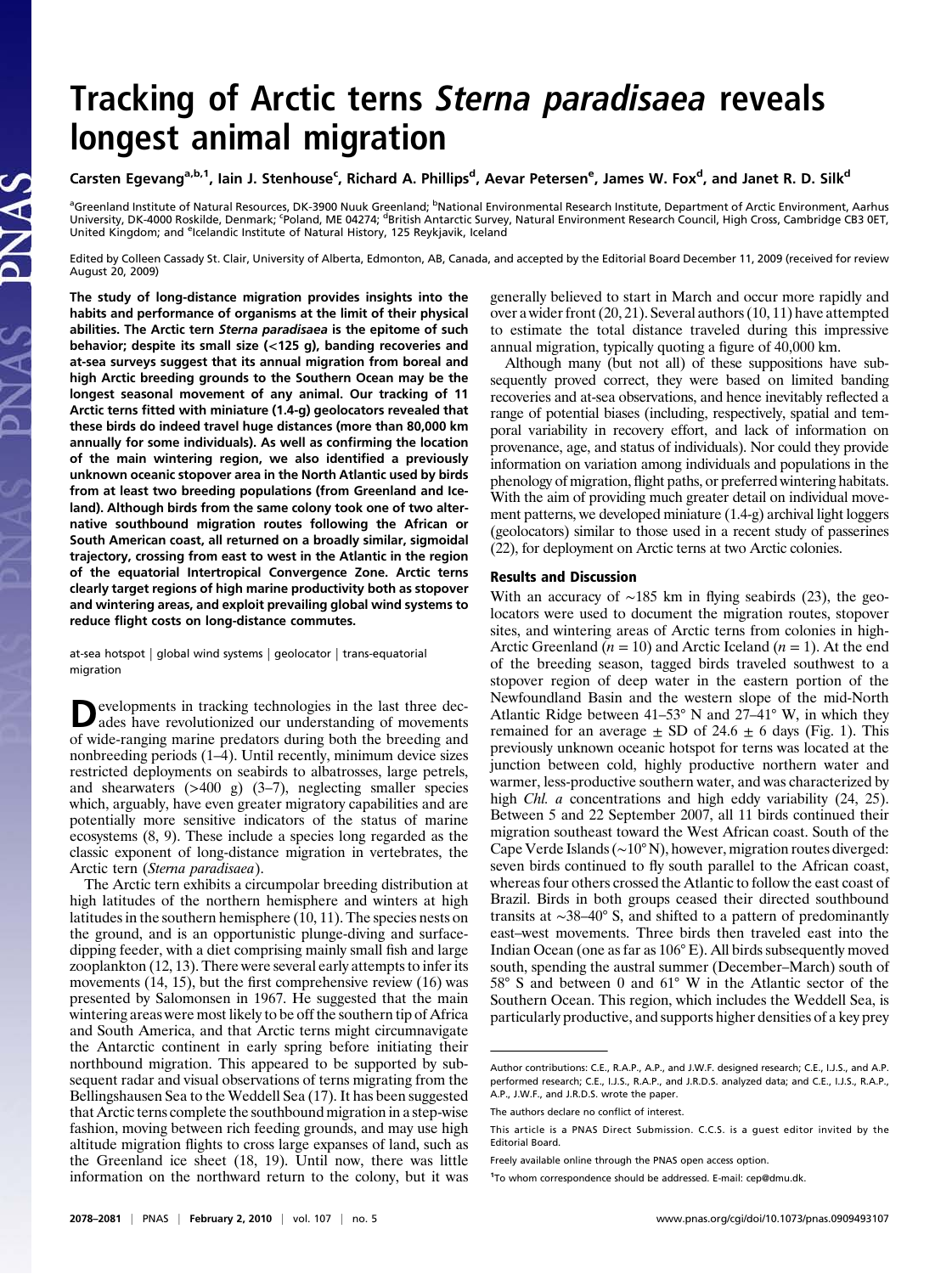# Tracking of Arctic terns *Sterna paradisaea* reveals longest animal migration

Carsten Egevang[a,b,1], Iain J. Stenhouse[c], Richard A. Phillips[d], Aevar Petersen[e], James W. Fox[d], and Janet R. D. Silk[d]

[a]Greenland Institute of Natural Resources, DK-3900 Nuuk Greenland; [b]National Environmental Research Institute, Department of Arctic Environment, Aarhus University, DK-4000 Roskilde, Denmark; [c]Poland, ME 04274; [d]British Antarctic Survey, Natural Environment Research Council, High Cross, Cambridge CB3 0ET, United Kingdom; and [e]Icelandic Institute of Natural History, 125 Reykjavik, Iceland

Edited by Colleen Cassady St. Clair, University of Alberta, Edmonton, AB, Canada, and accepted by the Editorial Board December 11, 2009 (received for review August 20, 2009)

**The study of long-distance migration provides insights into the habits and performance of organisms at the limit of their physical abilities. The Arctic tern *Sterna paradisaea* is the epitome of such behavior; despite its small size (<125 g), banding recoveries and at-sea surveys suggest that its annual migration from boreal and high Arctic breeding grounds to the Southern Ocean may be the longest seasonal movement of any animal. Our tracking of 11 Arctic terns fitted with miniature (1.4-g) geolocators revealed that these birds do indeed travel huge distances (more than 80,000 km annually for some individuals). As well as confirming the location of the main wintering region, we also identified a previously unknown oceanic stopover area in the North Atlantic used by birds from at least two breeding populations (from Greenland and Iceland). Although birds from the same colony took one of two alternative southbound migration routes following the African or South American coast, all returned on a broadly similar, sigmoidal trajectory, crossing from east to west in the Atlantic in the region of the equatorial Intertropical Convergence Zone. Arctic terns clearly target regions of high marine productivity both as stopover and wintering areas, and exploit prevailing global wind systems to reduce flight costs on long-distance commutes.**

at-sea hotspot | global wind systems | geolocator | trans-equatorial migration

Developments in tracking technologies in the last three decades have revolutionized our understanding of movements of wide-ranging marine predators during both the breeding and nonbreeding periods (1–4). Until recently, minimum device sizes restricted deployments on seabirds to albatrosses, large petrels, and shearwaters (>400 g) (3–7), neglecting smaller species which, arguably, have even greater migratory capabilities and are potentially more sensitive indicators of the status of marine ecosystems (8, 9). These include a species long regarded as the classic exponent of long-distance migration in vertebrates, the Arctic tern (*Sterna paradisaea*).

The Arctic tern exhibits a circumpolar breeding distribution at high latitudes of the northern hemisphere and winters at high latitudes in the southern hemisphere (10, 11). The species nests on the ground, and is an opportunistic plunge-dipping and surface-dipping feeder, with a diet comprising mainly small fish and large zooplankton (12, 13). There were several early attempts to infer its movements (14, 15), but the first comprehensive review (16) was presented by Salomonsen in 1967. He suggested that the main wintering areas were most likely to be off the southern tip of Africa and South America, and that Arctic terns might circumnavigate the Antarctic continent in early spring before initiating their northbound migration. This appeared to be supported by subsequent radar and visual observations of terns migrating from the Bellingshausen Sea to the Weddell Sea (17). It has been suggested that Arctic terns complete the southbound migration in a step-wise fashion, moving between rich feeding grounds, and may use high altitude migration flights to cross large expanses of land, such as the Greenland ice sheet (18, 19). Until now, there was little information on the northward return to the colony, but it was generally believed to start in March and occur more rapidly and over a wider front (20, 21). Several authors (10, 11) have attempted to estimate the total distance traveled during this impressive annual migration, typically quoting a figure of 40,000 km.

Although many (but not all) of these suppositions have subsequently proved correct, they were based on limited banding recoveries and at-sea observations, and hence inevitably reflected a range of potential biases (including, respectively, spatial and temporal variability in recovery effort, and lack of information on provenance, age, and status of individuals). Nor could they provide information on variation among individuals and populations in the phenology of migration, flight paths, or preferred wintering habitats. With the aim of providing much greater detail on individual movement patterns, we developed miniature (1.4-g) archival light loggers (geolocators) similar to those used in a recent study of passerines (22), for deployment on Arctic terns at two Arctic colonies.

## Results and Discussion

With an accuracy of ~185 km in flying seabirds (23), the geolocators were used to document the migration routes, stopover sites, and wintering areas of Arctic terns from colonies in high-Arctic Greenland ($n = 10$) and Arctic Iceland ($n = 1$). At the end of the breeding season, tagged birds traveled southwest to a stopover region of deep water in the eastern portion of the Newfoundland Basin and the western slope of the mid-North Atlantic Ridge between 41–53° N and 27–41° W, in which they remained for an average ± SD of 24.6 ± 6 days (Fig. 1). This previously unknown oceanic hotspot for terns was located at the junction between cold, highly productive northern water and warmer, less-productive southern water, and was characterized by high *Chl. a* concentrations and high eddy variability (24, 25). Between 5 and 22 September 2007, all 11 birds continued their migration southeast toward the West African coast. South of the Cape Verde Islands (~10° N), however, migration routes diverged: seven birds continued to fly south parallel to the African coast, whereas four others crossed the Atlantic to follow the east coast of Brazil. Birds in both groups ceased their directed southbound transits at ~38–40° S, and shifted to a pattern of predominantly east–west movements. Three birds then traveled east into the Indian Ocean (one as far as 106° E). All birds subsequently moved south, spending the austral summer (December–March) south of 58° S and between 0 and 61° W in the Atlantic sector of the Southern Ocean. This region, which includes the Weddell Sea, is particularly productive, and supports higher densities of a key prey

Author contributions: C.E., R.A.P., A.P., and J.W.F. designed research; C.E., I.J.S., and A.P. performed research; C.E., I.J.S., R.A.P., and J.R.D.S. analyzed data; and C.E., I.J.S., R.A.P., A.P., J.W.F., and J.R.D.S. wrote the paper.

The authors declare no conflict of interest.

This article is a PNAS Direct Submission. C.C.S. is a guest editor invited by the Editorial Board.

Freely available online through the PNAS open access option.

[1]To whom correspondence should be addressed. E-mail: cep@dmu.dk.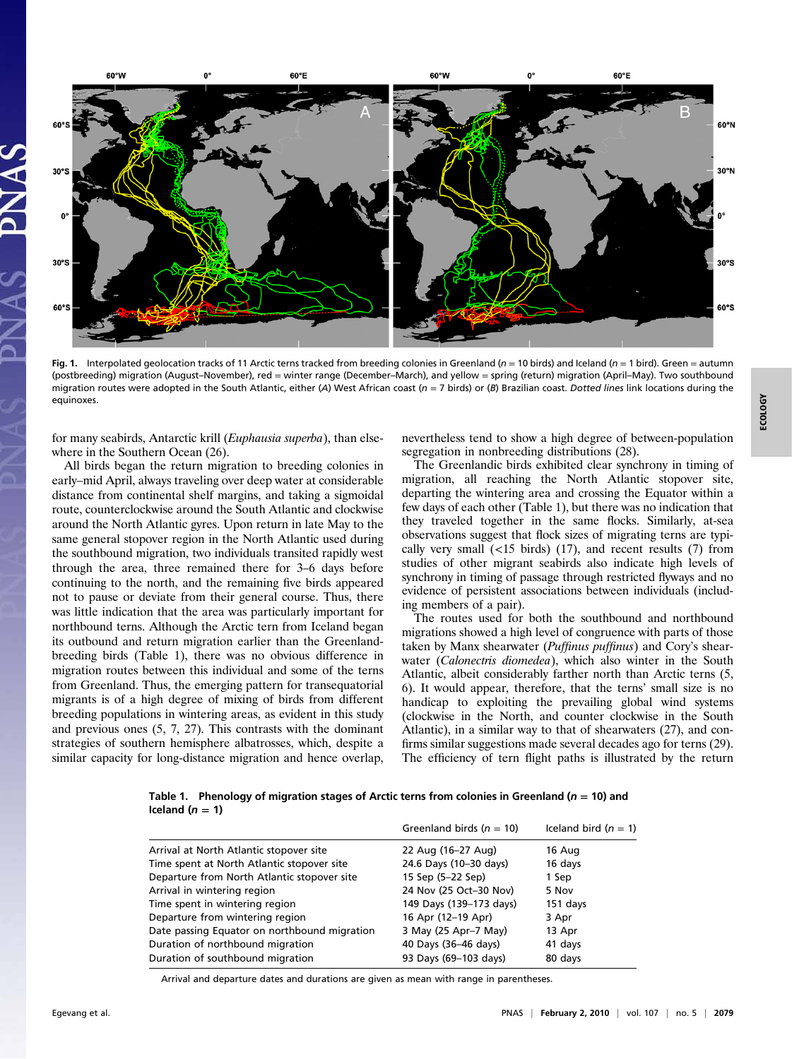**Fig. 1.** Interpolated geolocation tracks of 11 Arctic terns tracked from breeding colonies in Greenland ($n$ = 10 birds) and Iceland ($n$ = 1 bird). Green = autumn (postbreeding) migration (August–November), red = winter range (December–March), and yellow = spring (return) migration (April–May). Two southbound migration routes were adopted in the South Atlantic, either (*A*) West African coast ($n$ = 7 birds) or (*B*) Brazilian coast. *Dotted lines* link locations during the equinoxes.

for many seabirds, Antarctic krill (*Euphausia superba*), than elsewhere in the Southern Ocean (26).

All birds began the return migration to breeding colonies in early–mid April, always traveling over deep water at considerable distance from continental shelf margins, and taking a sigmoidal route, counterclockwise around the South Atlantic and clockwise around the North Atlantic gyres. Upon return in late May to the same general stopover region in the North Atlantic used during the southbound migration, two individuals transited rapidly west through the area, three remained there for 3–6 days before continuing to the north, and the remaining five birds appeared not to pause or deviate from their general course. Thus, there was little indication that the area was particularly important for northbound terns. Although the Arctic tern from Iceland began its outbound and return migration earlier than the Greenland-breeding birds (Table 1), there was no obvious difference in migration routes between this individual and some of the terns from Greenland. Thus, the emerging pattern for transequatorial migrants is of a high degree of mixing of birds from different breeding populations in wintering areas, as evident in this study and previous ones (5, 7, 27). This contrasts with the dominant strategies of southern hemisphere albatrosses, which, despite a similar capacity for long-distance migration and hence overlap, nevertheless tend to show a high degree of between-population segregation in nonbreeding distributions (28).

The Greenlandic birds exhibited clear synchrony in timing of migration, all reaching the North Atlantic stopover site, departing the wintering area and crossing the Equator within a few days of each other (Table 1), but there was no indication that they traveled together in the same flocks. Similarly, at-sea observations suggest that flock sizes of migrating terns are typically very small (<15 birds) (17), and recent results (7) from studies of other migrant seabirds also indicate high levels of synchrony in timing of passage through restricted flyways and no evidence of persistent associations between individuals (including members of a pair).

The routes used for both the southbound and northbound migrations showed a high level of congruence with parts of those taken by Manx shearwater (*Puffinus puffinus*) and Cory's shearwater (*Calonectris diomedea*), which also winter in the South Atlantic, albeit considerably farther north than Arctic terns (5, 6). It would appear, therefore, that the terns' small size is no handicap to exploiting the prevailing global wind systems (clockwise in the North, and counter clockwise in the South Atlantic), in a similar way to that of shearwaters (27), and confirms similar suggestions made several decades ago for terns (29). The efficiency of tern flight paths is illustrated by the return

**Table 1. Phenology of migration stages of Arctic terns from colonies in Greenland ($n$ = 10) and Iceland ($n$ = 1)**

| | Greenland birds ($n$ = 10) | Iceland bird ($n$ = 1) |
|---|---|---|
| Arrival at North Atlantic stopover site | 22 Aug (16–27 Aug) | 16 Aug |
| Time spent at North Atlantic stopover site | 24.6 Days (10–30 days) | 16 days |
| Departure from North Atlantic stopover site | 15 Sep (5–22 Sep) | 1 Sep |
| Arrival in wintering region | 24 Nov (25 Oct–30 Nov) | 5 Nov |
| Time spent in wintering region | 149 Days (139–173 days) | 151 days |
| Departure from wintering region | 16 Apr (12–19 Apr) | 3 Apr |
| Date passing Equator on northbound migration | 3 May (25 Apr–7 May) | 13 Apr |
| Duration of northbound migration | 40 Days (36–46 days) | 41 days |
| Duration of southbound migration | 93 Days (69–103 days) | 80 days |

Arrival and departure dates and durations are given as mean with range in parentheses.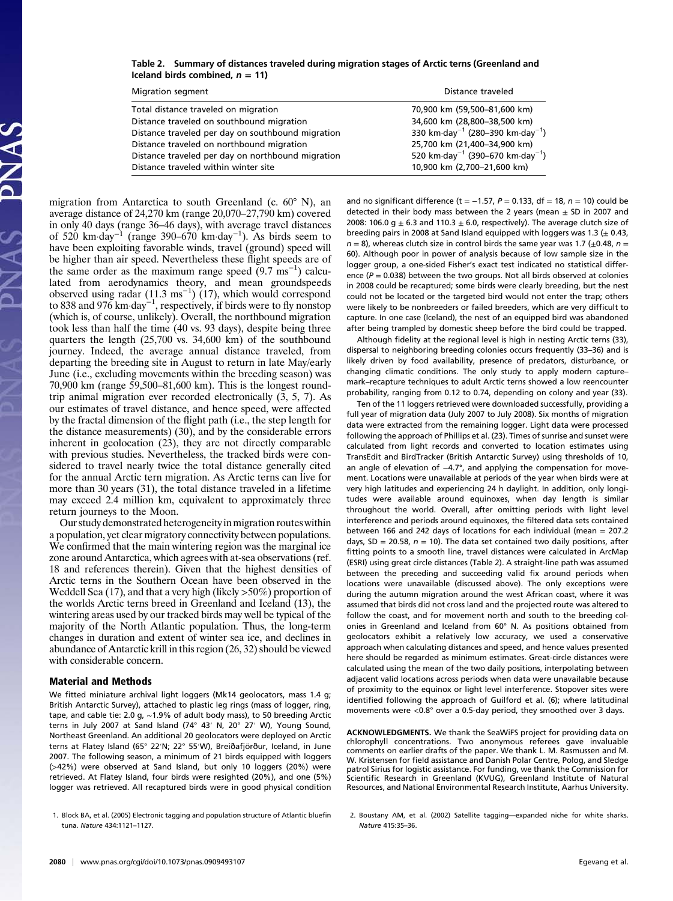**Table 2. Summary of distances traveled during migration stages of Arctic terns (Greenland and Iceland birds combined, $n = 11$)**

| Migration segment | Distance traveled |
|---|---|
| Total distance traveled on migration | 70,900 km (59,500–81,600 km) |
| Distance traveled on southbound migration | 34,600 km (28,800–38,500 km) |
| Distance traveled per day on southbound migration | 330 km·day$^{-1}$ (280–390 km·day$^{-1}$) |
| Distance traveled on northbound migration | 25,700 km (21,400–34,900 km) |
| Distance traveled per day on northbound migration | 520 km·day$^{-1}$ (390–670 km·day$^{-1}$) |
| Distance traveled within winter site | 10,900 km (2,700–21,600 km) |

migration from Antarctica to south Greenland (c. 60° N), an average distance of 24,270 km (range 20,070–27,790 km) covered in only 40 days (range 36–46 days), with average travel distances of 520 km·day$^{-1}$ (range 390–670 km·day$^{-1}$). As birds seem to have been exploiting favorable winds, travel (ground) speed will be higher than air speed. Nevertheless these flight speeds are of the same order as the maximum range speed (9.7 ms$^{-1}$) calculated from aerodynamics theory, and mean groundspeeds observed using radar (11.3 ms$^{-1}$) (17), which would correspond to 838 and 976 km·day$^{-1}$, respectively, if birds were to fly nonstop (which is, of course, unlikely). Overall, the northbound migration took less than half the time (40 vs. 93 days), despite being three quarters the length (25,700 vs. 34,600 km) of the southbound journey. Indeed, the average annual distance traveled, from departing the breeding site in August to return in late May/early June (i.e., excluding movements within the breeding season) was 70,900 km (range 59,500–81,600 km). This is the longest round-trip animal migration ever recorded electronically (3, 5, 7). As our estimates of travel distance, and hence speed, were affected by the fractal dimension of the flight path (i.e., the step length for the distance measurements) (30), and by the considerable errors inherent in geolocation (23), they are not directly comparable with previous studies. Nevertheless, the tracked birds were considered to travel nearly twice the total distance generally cited for the annual Arctic tern migration. As Arctic terns can live for more than 30 years (31), the total distance traveled in a lifetime may exceed 2.4 million km, equivalent to approximately three return journeys to the Moon.

Our study demonstrated heterogeneity in migration routes within a population, yet clear migratory connectivity between populations. We confirmed that the main wintering region was the marginal ice zone around Antarctica, which agrees with at-sea observations (ref. 18 and references therein). Given that the highest densities of Arctic terns in the Southern Ocean have been observed in the Weddell Sea (17), and that a very high (likely >50%) proportion of the worlds Arctic terns breed in Greenland and Iceland (13), the wintering areas used by our tracked birds may well be typical of the majority of the North Atlantic population. Thus, the long-term changes in duration and extent of winter sea ice, and declines in abundance of Antarctic krill in this region (26, 32) should be viewed with considerable concern.

## Material and Methods

We fitted miniature archival light loggers (Mk14 geolocators, mass 1.4 g; British Antarctic Survey), attached to plastic leg rings (mass of logger, ring, tape, and cable tie: 2.0 g, ∼1.9% of adult body mass), to 50 breeding Arctic terns in July 2007 at Sand Island (74° 43′ N, 20° 27′ W), Young Sound, Northeast Greenland. An additional 20 geolocators were deployed on Arctic terns at Flatey Island (65° 22′N; 22° 55′W), Breiðafjörður, Iceland, in June 2007. The following season, a minimum of 21 birds equipped with loggers (>42%) were observed at Sand Island, but only 10 loggers (20%) were retrieved. At Flatey Island, four birds were resighted (20%), and one (5%) logger was retrieved. All recaptured birds were in good physical condition and no significant difference ($t = -1.57$, $P = 0.133$, df = 18, $n = 10$) could be detected in their body mass between the 2 years (mean ± SD in 2007 and 2008: 106.0 g ± 6.3 and 110.3 ± 6.0, respectively). The average clutch size of breeding pairs in 2008 at Sand Island equipped with loggers was 1.3 (± 0.43, $n = 8$), whereas clutch size in control birds the same year was 1.7 (±0.48, $n = 60$). Although poor in power of analysis because of low sample size in the logger group, a one-sided Fisher's exact test indicated no statistical difference ($P = 0.038$) between the two groups. Not all birds observed at colonies in 2008 could be recaptured; some birds were clearly breeding, but the nest could not be located or the targeted bird would not enter the trap; others were likely to be nonbreeders or failed breeders, which are very difficult to capture. In one case (Iceland), the nest of an equipped bird was abandoned after being trampled by domestic sheep before the bird could be trapped.

Although fidelity at the regional level is high in nesting Arctic terns (33), dispersal to neighboring breeding colonies occurs frequently (33–36) and is likely driven by food availability, presence of predators, disturbance, or changing climatic conditions. The only study to apply modern capture–mark–recapture techniques to adult Arctic terns (33) showed a low reencounter probability, ranging from 0.12 to 0.74, depending on colony and year (33).

Ten of the 11 loggers retrieved were downloaded successfully, providing a full year of migration data (July 2007 to July 2008). Six months of migration data were extracted from the remaining logger. Light data were processed following the approach of Phillips et al. (23). Times of sunrise and sunset were calculated from light records and converted to location estimates using TransEdit and BirdTracker (British Antarctic Survey) using thresholds of 10, an angle of elevation of −4.7°, and applying the compensation for movement. Locations were unavailable at periods of the year when birds were at very high latitudes and experiencing 24 h daylight. In addition, only longitudes were available around equinoxes, when day length is similar throughout the world. Overall, after omitting periods with light level interference and periods around equinoxes, the filtered data sets contained between 166 and 242 days of locations for each individual (mean = 207.2 days, SD = 20.58, $n = 10$). The data set contained two daily positions, after fitting points to a smooth line, travel distances were calculated in ArcMap (ESRI) using great circle distances (Table 2). A straight-line path was assumed between the preceding and succeeding valid fix around periods when locations were unavailable (discussed above). The only exceptions were during the autumn migration around the west African coast, where it was assumed that birds did not cross land and the projected route was altered to follow the coast, and for movement north and south to the breeding colonies in Greenland and Iceland from 60° N. As positions obtained from geolocators exhibit a relatively low accuracy, we used a conservative approach when calculating distances and speed, and hence values presented here should be regarded as minimum estimates. Great-circle distances were calculated using the mean of the two daily positions, interpolating between adjacent valid locations across periods when data were unavailable because of proximity to the equinox or light level interference. Stopover sites were identified following the approach of Guilford et al. (6); where latitudinal movements were <0.8° over a 0.5-day period, they smoothed over 3 days.

**ACKNOWLEDGMENTS.** We thank the SeaWiFS project for providing data on chlorophyll concentrations. Two anonymous referees gave invaluable comments on earlier drafts of the paper. We thank L. M. Rasmussen and M. W. Kristensen for field assistance and Danish Polar Centre, Polog, and Sledge patrol Sirius for logistic assistance. For funding, we thank the Commission for Scientific Research in Greenland (KVUG), Greenland Institute of Natural Resources, and National Environmental Research Institute, Aarhus University.

1. Block BA, et al. (2005) Electronic tagging and population structure of Atlantic bluefin tuna. *Nature* 434:1121–1127.
2. Boustany AM, et al. (2002) Satellite tagging—expanded niche for white sharks. *Nature* 415:35–36.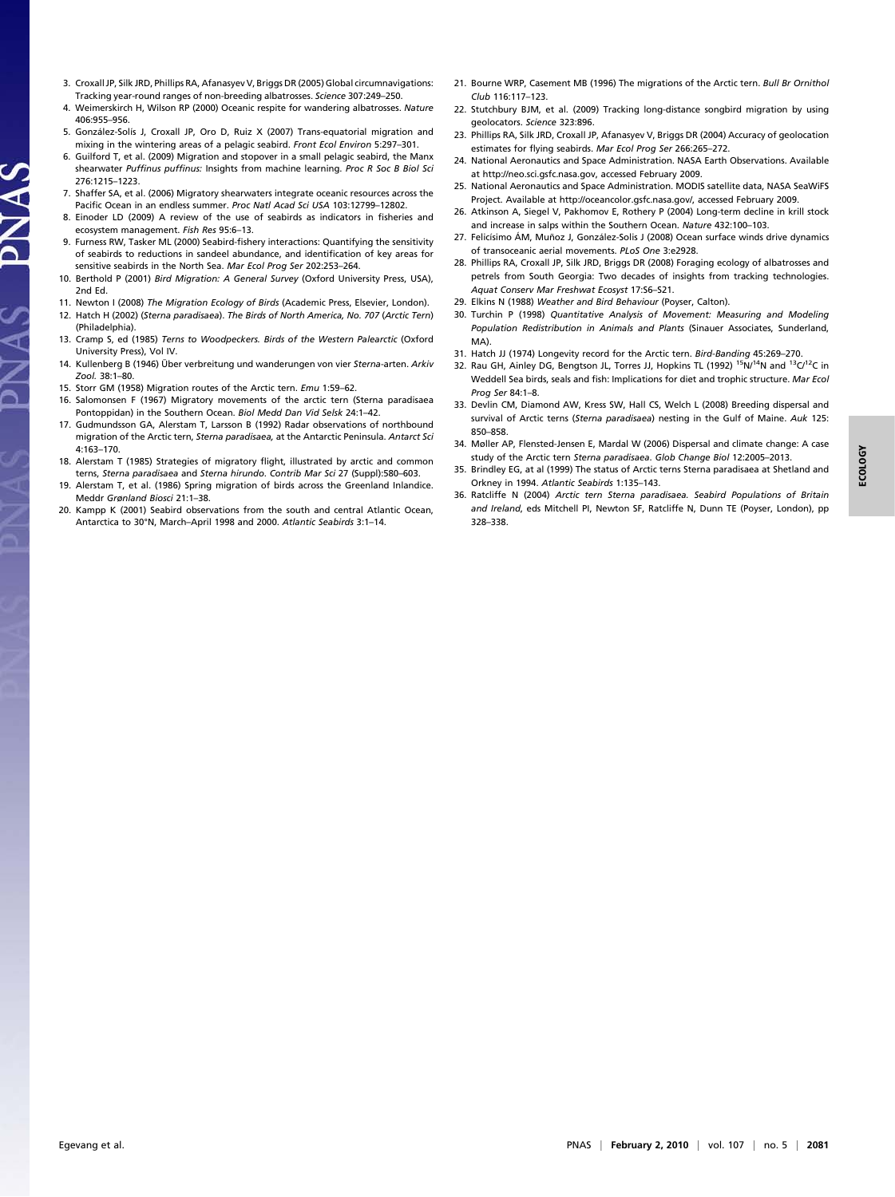3. Croxall JP, Silk JRD, Phillips RA, Afanasyev V, Briggs DR (2005) Global circumnavigations: Tracking year-round ranges of non-breeding albatrosses. *Science* 307:249–250.
4. Weimerskirch H, Wilson RP (2000) Oceanic respite for wandering albatrosses. *Nature* 406:955–956.
5. González-Solís J, Croxall JP, Oro D, Ruiz X (2007) Trans-equatorial migration and mixing in the wintering areas of a pelagic seabird. *Front Ecol Environ* 5:297–301.
6. Guilford T, et al. (2009) Migration and stopover in a small pelagic seabird, the Manx shearwater *Puffinus puffinus*: Insights from machine learning. *Proc R Soc B Biol Sci* 276:1215–1223.
7. Shaffer SA, et al. (2006) Migratory shearwaters integrate oceanic resources across the Pacific Ocean in an endless summer. *Proc Natl Acad Sci USA* 103:12799–12802.
8. Einoder LD (2009) A review of the use of seabirds as indicators in fisheries and ecosystem management. *Fish Res* 95:6–13.
9. Furness RW, Tasker ML (2000) Seabird-fishery interactions: Quantifying the sensitivity of seabirds to reductions in sandeel abundance, and identification of key areas for sensitive seabirds in the North Sea. *Mar Ecol Prog Ser* 202:253–264.
10. Berthold P (2001) *Bird Migration: A General Survey* (Oxford University Press, USA), 2nd Ed.
11. Newton I (2008) *The Migration Ecology of Birds* (Academic Press, Elsevier, London).
12. Hatch H (2002) (*Sterna paradisaea*). *The Birds of North America, No. 707* (*Arctic Tern*) (Philadelphia).
13. Cramp S, ed (1985) *Terns to Woodpeckers. Birds of the Western Palearctic* (Oxford University Press), Vol IV.
14. Kullenberg B (1946) Über verbreitung und wanderungen von vier *Sterna*-arten. *Arkiv Zool.* 38:1–80.
15. Storr GM (1958) Migration routes of the Arctic tern. *Emu* 1:59–62.
16. Salomonsen F (1967) Migratory movements of the arctic tern (Sterna paradisaea Pontoppidan) in the Southern Ocean. *Biol Medd Dan Vid Selsk* 24:1–42.
17. Gudmundsson GA, Alerstam T, Larsson B (1992) Radar observations of northbound migration of the Arctic tern, *Sterna paradisaea*, at the Antarctic Peninsula. *Antarct Sci* 4:163–170.
18. Alerstam T (1985) Strategies of migratory flight, illustrated by arctic and common terns, *Sterna paradisaea* and *Sterna hirundo*. *Contrib Mar Sci* 27 (Suppl):580–603.
19. Alerstam T, et al. (1986) Spring migration of birds across the Greenland Inlandice. *Meddr Grønland Biosci* 21:1–38.
20. Kampp K (2001) Seabird observations from the south and central Atlantic Ocean, Antarctica to 30°N, March–April 1998 and 2000. *Atlantic Seabirds* 3:1–14.
21. Bourne WRP, Casement MB (1996) The migrations of the Arctic tern. *Bull Br Ornithol Club* 116:117–123.
22. Stutchbury BJM, et al. (2009) Tracking long-distance songbird migration by using geolocators. *Science* 323:896.
23. Phillips RA, Silk JRD, Croxall JP, Afanasyev V, Briggs DR (2004) Accuracy of geolocation estimates for flying seabirds. *Mar Ecol Prog Ser* 266:265–272.
24. National Aeronautics and Space Administration. NASA Earth Observations. Available at http://neo.sci.gsfc.nasa.gov, accessed February 2009.
25. National Aeronautics and Space Administration. MODIS satellite data, NASA SeaWiFS Project. Available at http://oceancolor.gsfc.nasa.gov/, accessed February 2009.
26. Atkinson A, Siegel V, Pakhomov E, Rothery P (2004) Long-term decline in krill stock and increase in salps within the Southern Ocean. *Nature* 432:100–103.
27. Felicísimo ÁM, Muñoz J, González-Solis J (2008) Ocean surface winds drive dynamics of transoceanic aerial movements. *PLoS One* 3:e2928.
28. Phillips RA, Croxall JP, Silk JRD, Briggs DR (2008) Foraging ecology of albatrosses and petrels from South Georgia: Two decades of insights from tracking technologies. *Aquat Conserv Mar Freshwat Ecosyst* 17:S6–S21.
29. Elkins N (1988) *Weather and Bird Behaviour* (Poyser, Calton).
30. Turchin P (1998) *Quantitative Analysis of Movement: Measuring and Modeling Population Redistribution in Animals and Plants* (Sinauer Associates, Sunderland, MA).
31. Hatch JJ (1974) Longevity record for the Arctic tern. *Bird-Banding* 45:269–270.
32. Rau GH, Ainley DG, Bengtson JL, Torres JJ, Hopkins TL (1992) $^{15}N/^{14}N$ and $^{13}C/^{12}C$ in Weddell Sea birds, seals and fish: Implications for diet and trophic structure. *Mar Ecol Prog Ser* 84:1–8.
33. Devlin CM, Diamond AW, Kress SW, Hall CS, Welch L (2008) Breeding dispersal and survival of Arctic terns (*Sterna paradisaea*) nesting in the Gulf of Maine. *Auk* 125: 850–858.
34. Møller AP, Flensted-Jensen E, Mardal W (2006) Dispersal and climate change: A case study of the Arctic tern *Sterna paradisaea*. *Glob Change Biol* 12:2005–2013.
35. Brindley EG, at al (1999) The status of Arctic terns Sterna paradisaea at Shetland and Orkney in 1994. *Atlantic Seabirds* 1:135–143.
36. Ratcliffe N (2004) *Arctic tern Sterna paradisaea. Seabird Populations of Britain and Ireland*, eds Mitchell PI, Newton SF, Ratcliffe N, Dunn TE (Poyser, London), pp 328–338.